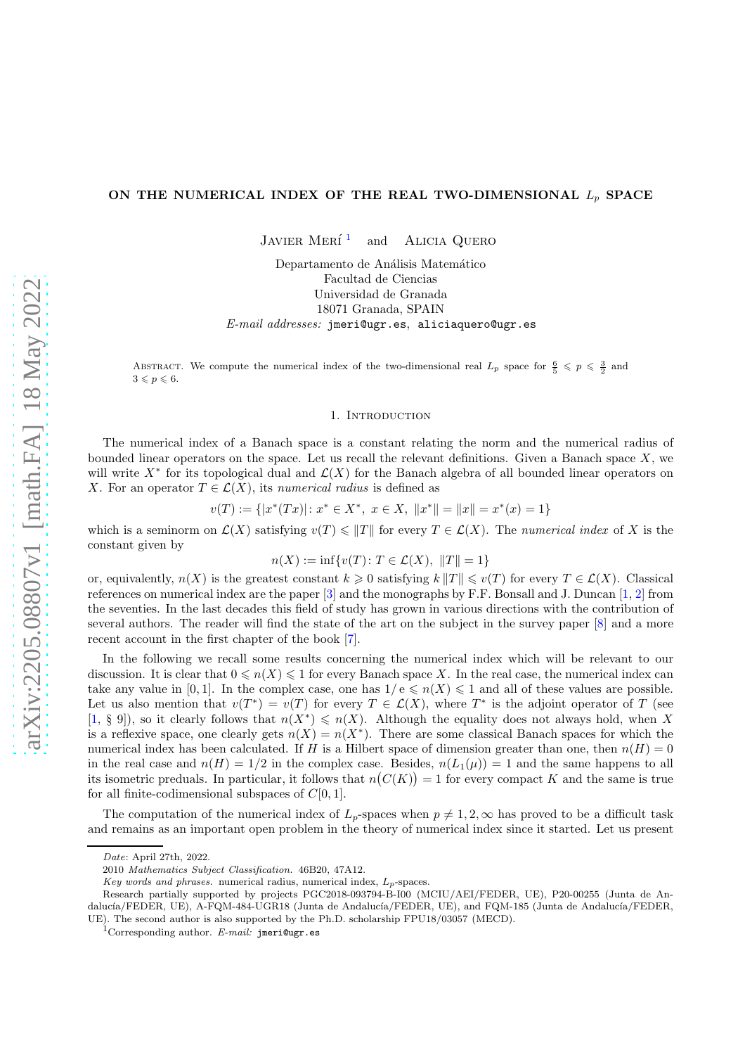# ON THE NUMERICAL INDEX OF THE REAL TWO-DIMENSIONAL $L_p$ SPACE

Javier Merí [1] and Alicia Quero

Departamento de Análisis Matemático
Facultad de Ciencias
Universidad de Granada
18071 Granada, SPAIN
*E-mail addresses:* jmeri@ugr.es, aliciaquero@ugr.es

Abstract. We compute the numerical index of the two-dimensional real $L_p$ space for $\frac{6}{5} \leqslant p \leqslant \frac{3}{2}$ and $3 \leqslant p \leqslant 6$.

## 1. Introduction

The numerical index of a Banach space is a constant relating the norm and the numerical radius of bounded linear operators on the space. Let us recall the relevant definitions. Given a Banach space $X$, we will write $X^*$ for its topological dual and $\mathcal{L}(X)$ for the Banach algebra of all bounded linear operators on $X$. For an operator $T \in \mathcal{L}(X)$, its *numerical radius* is defined as

$$v(T) := \{|x^*(Tx)| \colon x^* \in X^*,\ x \in X,\ \|x^*\| = \|x\| = x^*(x) = 1\}$$

which is a seminorm on $\mathcal{L}(X)$ satisfying $v(T) \leqslant \|T\|$ for every $T \in \mathcal{L}(X)$. The *numerical index* of $X$ is the constant given by

$$n(X) := \inf\{v(T) \colon T \in \mathcal{L}(X),\ \|T\| = 1\}$$

or, equivalently, $n(X)$ is the greatest constant $k \geqslant 0$ satisfying $k\,\|T\| \leqslant v(T)$ for every $T \in \mathcal{L}(X)$. Classical references on numerical index are the paper [3] and the monographs by F.F. Bonsall and J. Duncan [1, 2] from the seventies. In the last decades this field of study has grown in various directions with the contribution of several authors. The reader will find the state of the art on the subject in the survey paper [8] and a more recent account in the first chapter of the book [7].

In the following we recall some results concerning the numerical index which will be relevant to our discussion. It is clear that $0 \leqslant n(X) \leqslant 1$ for every Banach space $X$. In the real case, the numerical index can take any value in $[0, 1]$. In the complex case, one has $1/\mathrm{e} \leqslant n(X) \leqslant 1$ and all of these values are possible. Let us also mention that $v(T^*) = v(T)$ for every $T \in \mathcal{L}(X)$, where $T^*$ is the adjoint operator of $T$ (see [1, § 9]), so it clearly follows that $n(X^*) \leqslant n(X)$. Although the equality does not always hold, when $X$ is a reflexive space, one clearly gets $n(X) = n(X^*)$. There are some classical Banach spaces for which the numerical index has been calculated. If $H$ is a Hilbert space of dimension greater than one, then $n(H) = 0$ in the real case and $n(H) = 1/2$ in the complex case. Besides, $n(L_1(\mu)) = 1$ and the same happens to all its isometric preduals. In particular, it follows that $n\big(C(K)\big) = 1$ for every compact $K$ and the same is true for all finite-codimensional subspaces of $C[0, 1]$.

The computation of the numerical index of $L_p$-spaces when $p \neq 1, 2, \infty$ has proved to be a difficult task and remains as an important open problem in the theory of numerical index since it started. Let us present

*Date*: April 27th, 2022.

2010 *Mathematics Subject Classification.* 46B20, 47A12.

*Key words and phrases.* numerical radius, numerical index, $L_p$-spaces.

Research partially supported by projects PGC2018-093794-B-I00 (MCIU/AEI/FEDER, UE), P20-00255 (Junta de Andalucía/FEDER, UE), A-FQM-484-UGR18 (Junta de Andalucía/FEDER, UE), and FQM-185 (Junta de Andalucía/FEDER, UE). The second author is also supported by the Ph.D. scholarship FPU18/03057 (MECD).

[1] Corresponding author. *E-mail:* jmeri@ugr.es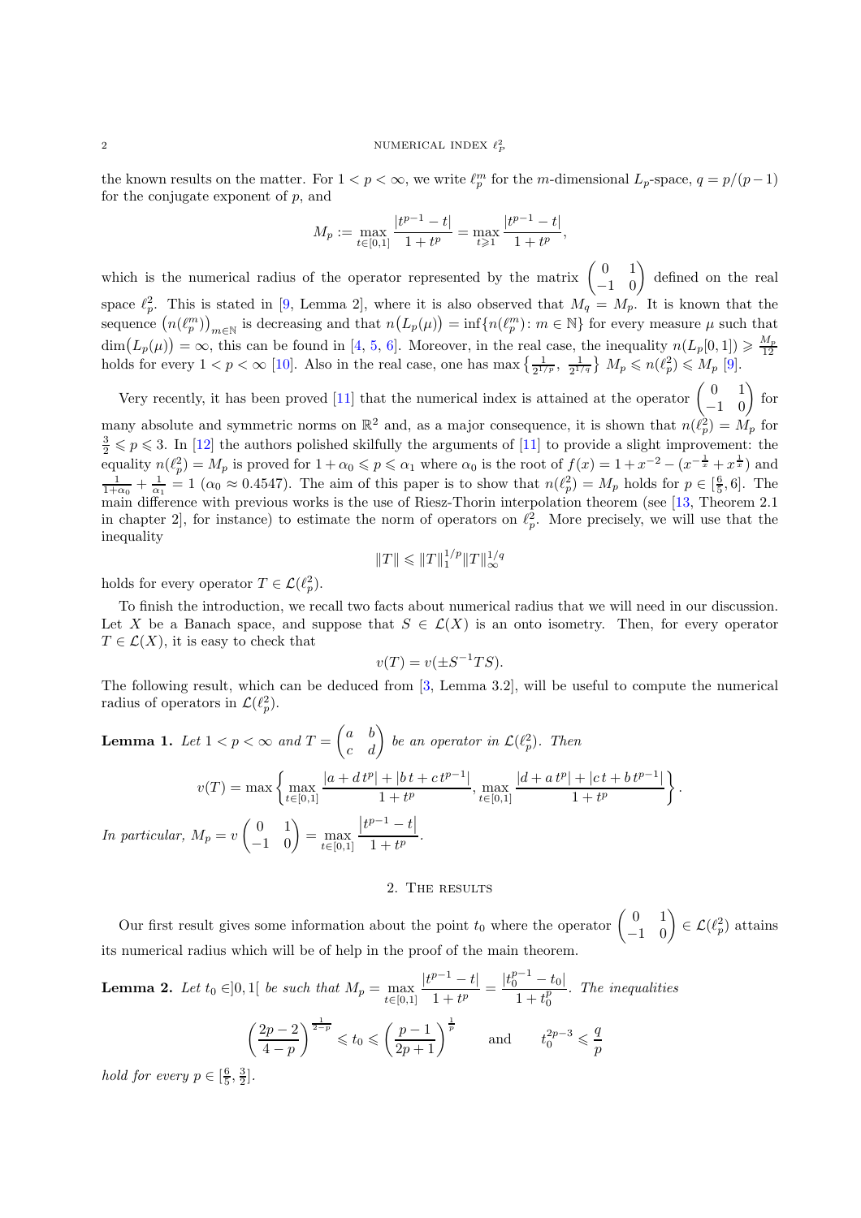the known results on the matter. For $1<p<\infty$, we write $\ell_p^m$ for the $m$-dimensional $L_p$-space, $q=p/(p-1)$ for the conjugate exponent of $p$, and

$$M_p := \max_{t\in[0,1]} \frac{|t^{p-1}-t|}{1+t^p} = \max_{t\geqslant 1} \frac{|t^{p-1}-t|}{1+t^p},$$

which is the numerical radius of the operator represented by the matrix $\begin{pmatrix} 0 & 1 \\ -1 & 0 \end{pmatrix}$ defined on the real space $\ell_p^2$. This is stated in [9, Lemma 2], where it is also observed that $M_q = M_p$. It is known that the sequence $\big(n(\ell_p^m)\big)_{m\in\mathbb{N}}$ is decreasing and that $n\big(L_p(\mu)\big) = \inf\{n(\ell_p^m)\colon m\in\mathbb{N}\}$ for every measure $\mu$ such that $\dim\big(L_p(\mu)\big)=\infty$, this can be found in [4, 5, 6]. Moreover, in the real case, the inequality $n(L_p[0,1]) \geqslant \frac{M_p}{12}$ holds for every $1<p<\infty$ [10]. Also in the real case, one has $\max\left\{\frac{1}{2^{1/p}},\ \frac{1}{2^{1/q}}\right\} M_p \leqslant n(\ell_p^2) \leqslant M_p$ [9].

Very recently, it has been proved [11] that the numerical index is attained at the operator $\begin{pmatrix} 0 & 1 \\ -1 & 0 \end{pmatrix}$ for many absolute and symmetric norms on $\mathbb{R}^2$ and, as a major consequence, it is shown that $n(\ell_p^2) = M_p$ for $\frac{3}{2} \leqslant p \leqslant 3$. In [12] the authors polished skilfully the arguments of [11] to provide a slight improvement: the equality $n(\ell_p^2) = M_p$ is proved for $1+\alpha_0 \leqslant p \leqslant \alpha_1$ where $\alpha_0$ is the root of $f(x) = 1 + x^{-2} - (x^{-\frac{1}{x}} + x^{\frac{1}{x}})$ and $\frac{1}{1+\alpha_0} + \frac{1}{\alpha_1} = 1$ ($\alpha_0 \approx 0.4547$). The aim of this paper is to show that $n(\ell_p^2) = M_p$ holds for $p\in[\frac{6}{5}, 6]$. The main difference with previous works is the use of Riesz-Thorin interpolation theorem (see [13, Theorem 2.1 in chapter 2], for instance) to estimate the norm of operators on $\ell_p^2$. More precisely, we will use that the inequality

$$\|T\| \leqslant \|T\|_1^{1/p} \|T\|_\infty^{1/q}$$

holds for every operator $T\in\mathcal{L}(\ell_p^2)$.

To finish the introduction, we recall two facts about numerical radius that we will need in our discussion. Let $X$ be a Banach space, and suppose that $S\in\mathcal{L}(X)$ is an onto isometry. Then, for every operator $T\in\mathcal{L}(X)$, it is easy to check that

$$v(T) = v(\pm S^{-1} T S).$$

The following result, which can be deduced from [3, Lemma 3.2], will be useful to compute the numerical radius of operators in $\mathcal{L}(\ell_p^2)$.

**Lemma 1.** *Let $1<p<\infty$ and $T = \begin{pmatrix} a & b \\ c & d \end{pmatrix}$ be an operator in $\mathcal{L}(\ell_p^2)$. Then*

$$v(T) = \max\left\{ \max_{t\in[0,1]} \frac{|a + d\,t^p| + |b\,t + c\,t^{p-1}|}{1+t^p},\ \max_{t\in[0,1]} \frac{|d + a\,t^p| + |c\,t + b\,t^{p-1}|}{1+t^p} \right\}.$$

*In particular,* $M_p = v\begin{pmatrix} 0 & 1 \\ -1 & 0 \end{pmatrix} = \max_{t\in[0,1]} \dfrac{\left|t^{p-1}-t\right|}{1+t^p}$.

## 2. The results

Our first result gives some information about the point $t_0$ where the operator $\begin{pmatrix} 0 & 1 \\ -1 & 0 \end{pmatrix}\in\mathcal{L}(\ell_p^2)$ attains its numerical radius which will be of help in the proof of the main theorem.

**Lemma 2.** *Let $t_0\in]0,1[$ be such that $M_p = \max_{t\in[0,1]} \dfrac{|t^{p-1}-t|}{1+t^p} = \dfrac{|t_0^{p-1}-t_0|}{1+t_0^p}$. The inequalities*

$$\left(\frac{2p-2}{4-p}\right)^{\frac{1}{2-p}} \leqslant t_0 \leqslant \left(\frac{p-1}{2p+1}\right)^{\frac{1}{p}} \qquad \text{and} \qquad t_0^{2p-3} \leqslant \frac{q}{p}$$

*hold for every $p\in[\frac{6}{5},\frac{3}{2}]$.*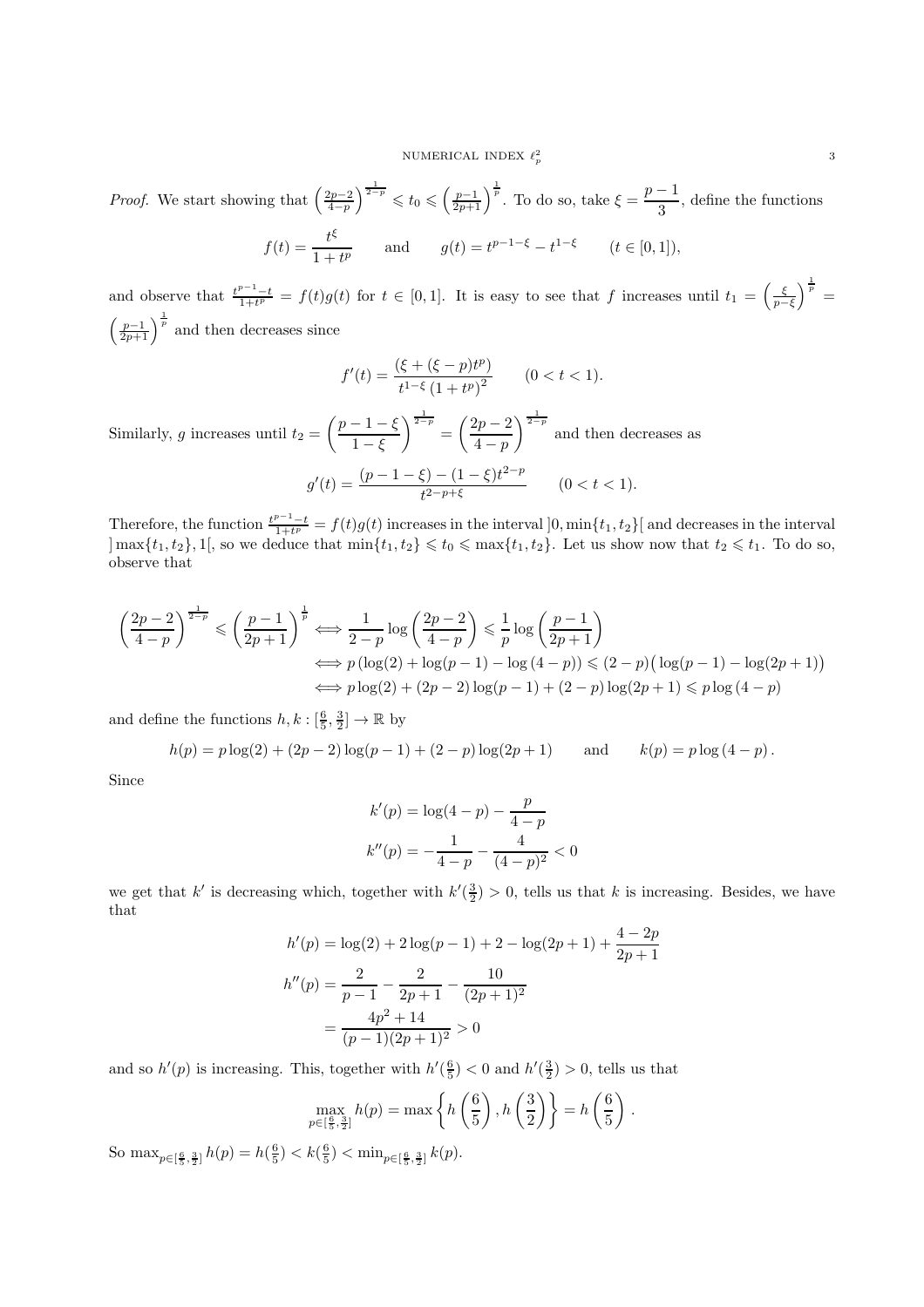*Proof.* We start showing that $\left(\frac{2p-2}{4-p}\right)^{\frac{1}{2-p}} \leqslant t_0 \leqslant \left(\frac{p-1}{2p+1}\right)^{\frac{1}{p}}$. To do so, take $\xi = \dfrac{p-1}{3}$, define the functions

$$f(t) = \frac{t^{\xi}}{1+t^p} \qquad \text{and} \qquad g(t) = t^{p-1-\xi} - t^{1-\xi} \qquad (t \in [0,1]),$$

and observe that $\frac{t^{p-1}-t}{1+t^p} = f(t)g(t)$ for $t \in [0,1]$. It is easy to see that $f$ increases until $t_1 = \left(\frac{\xi}{p-\xi}\right)^{\frac{1}{p}} = \left(\frac{p-1}{2p+1}\right)^{\frac{1}{p}}$ and then decreases since

$$f'(t) = \frac{(\xi + (\xi - p)t^p)}{t^{1-\xi}\left(1+t^p\right)^2} \qquad (0 < t < 1).$$

Similarly, $g$ increases until $t_2 = \left(\dfrac{p-1-\xi}{1-\xi}\right)^{\frac{1}{2-p}} = \left(\dfrac{2p-2}{4-p}\right)^{\frac{1}{2-p}}$ and then decreases as

$$g'(t) = \frac{(p-1-\xi) - (1-\xi)t^{2-p}}{t^{2-p+\xi}} \qquad (0 < t < 1).$$

Therefore, the function $\frac{t^{p-1}-t}{1+t^p} = f(t)g(t)$ increases in the interval $]0, \min\{t_1,t_2\}[$ and decreases in the interval $]\max\{t_1,t_2\},1[$, so we deduce that $\min\{t_1,t_2\} \leqslant t_0 \leqslant \max\{t_1,t_2\}$. Let us show now that $t_2 \leqslant t_1$. To do so, observe that

$$\begin{aligned}
\left(\frac{2p-2}{4-p}\right)^{\frac{1}{2-p}} \leqslant \left(\frac{p-1}{2p+1}\right)^{\frac{1}{p}} &\iff \frac{1}{2-p}\log\left(\frac{2p-2}{4-p}\right) \leqslant \frac{1}{p}\log\left(\frac{p-1}{2p+1}\right) \\
&\iff p\left(\log(2) + \log(p-1) - \log(4-p)\right) \leqslant (2-p)\big(\log(p-1) - \log(2p+1)\big) \\
&\iff p\log(2) + (2p-2)\log(p-1) + (2-p)\log(2p+1) \leqslant p\log(4-p)
\end{aligned}$$

and define the functions $h, k : [\frac{6}{5}, \frac{3}{2}] \to \mathbb{R}$ by

$$h(p) = p\log(2) + (2p-2)\log(p-1) + (2-p)\log(2p+1) \qquad \text{and} \qquad k(p) = p\log(4-p).$$

Since

$$\begin{aligned}
k'(p) &= \log(4-p) - \frac{p}{4-p} \\
k''(p) &= -\frac{1}{4-p} - \frac{4}{(4-p)^2} < 0
\end{aligned}$$

we get that $k'$ is decreasing which, together with $k'(\frac{3}{2}) > 0$, tells us that $k$ is increasing. Besides, we have that

$$\begin{aligned}
h'(p) &= \log(2) + 2\log(p-1) + 2 - \log(2p+1) + \frac{4-2p}{2p+1} \\
h''(p) &= \frac{2}{p-1} - \frac{2}{2p+1} - \frac{10}{(2p+1)^2} \\
&= \frac{4p^2+14}{(p-1)(2p+1)^2} > 0
\end{aligned}$$

and so $h'(p)$ is increasing. This, together with $h'(\frac{6}{5}) < 0$ and $h'(\frac{3}{2}) > 0$, tells us that

$$\max_{p \in [\frac{6}{5}, \frac{3}{2}]} h(p) = \max\left\{h\left(\frac{6}{5}\right), h\left(\frac{3}{2}\right)\right\} = h\left(\frac{6}{5}\right).$$

So $\max_{p \in [\frac{6}{5}, \frac{3}{2}]} h(p) = h(\frac{6}{5}) < k(\frac{6}{5}) < \min_{p \in [\frac{6}{5}, \frac{3}{2}]} k(p)$.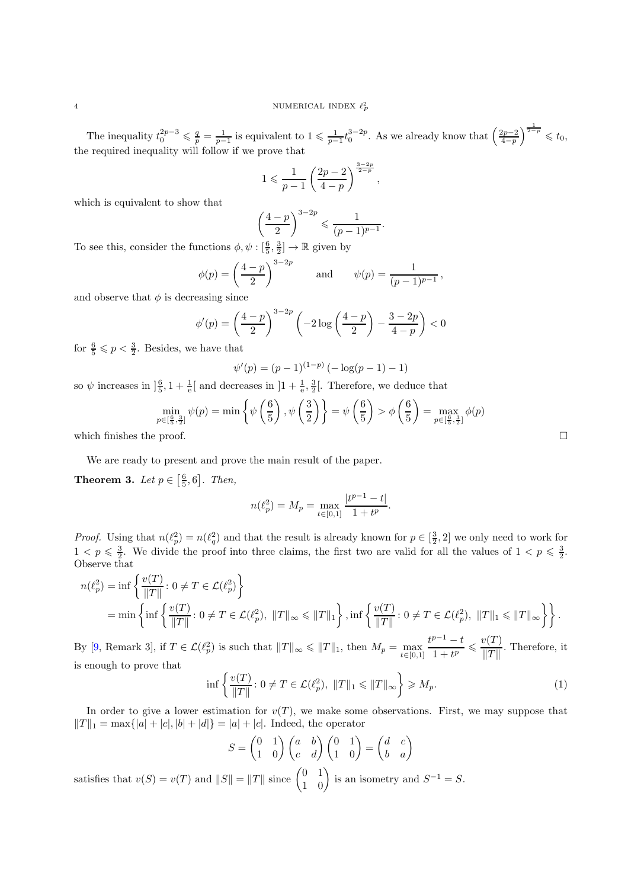The inequality $t_0^{2p-3} \leqslant \frac{q}{p} = \frac{1}{p-1}$ is equivalent to $1 \leqslant \frac{1}{p-1} t_0^{3-2p}$. As we already know that $\left(\frac{2p-2}{4-p}\right)^{\frac{1}{2-p}} \leqslant t_0$, the required inequality will follow if we prove that

$$1 \leqslant \frac{1}{p-1}\left(\frac{2p-2}{4-p}\right)^{\frac{3-2p}{2-p}},$$

which is equivalent to show that

$$\left(\frac{4-p}{2}\right)^{3-2p} \leqslant \frac{1}{(p-1)^{p-1}}.$$

To see this, consider the functions $\phi, \psi : [\frac{6}{5}, \frac{3}{2}] \to \mathbb{R}$ given by

$$\phi(p) = \left(\frac{4-p}{2}\right)^{3-2p} \qquad \text{and} \qquad \psi(p) = \frac{1}{(p-1)^{p-1}},$$

and observe that $\phi$ is decreasing since

$$\phi'(p) = \left(\frac{4-p}{2}\right)^{3-2p}\left(-2\log\left(\frac{4-p}{2}\right) - \frac{3-2p}{4-p}\right) < 0$$

for $\frac{6}{5} \leqslant p < \frac{3}{2}$. Besides, we have that

$$\psi'(p) = (p-1)^{(1-p)}\left(-\log(p-1) - 1\right)$$

so $\psi$ increases in $]\frac{6}{5}, 1 + \frac{1}{\mathrm{e}}[$ and decreases in $]1 + \frac{1}{\mathrm{e}}, \frac{3}{2}[$. Therefore, we deduce that

$$\min_{p\in[\frac{6}{5},\frac{3}{2}]} \psi(p) = \min\left\{\psi\left(\frac{6}{5}\right), \psi\left(\frac{3}{2}\right)\right\} = \psi\left(\frac{6}{5}\right) > \phi\left(\frac{6}{5}\right) = \max_{p\in[\frac{6}{5},\frac{3}{2}]} \phi(p)$$

which finishes the proof. □

We are ready to present and prove the main result of the paper.

**Theorem 3.** *Let $p \in \left[\frac{6}{5}, 6\right]$. Then,*

$$n(\ell_p^2) = M_p = \max_{t\in[0,1]} \frac{|t^{p-1} - t|}{1 + t^p}.$$

*Proof.* Using that $n(\ell_p^2) = n(\ell_q^2)$ and that the result is already known for $p \in [\frac{3}{2}, 2]$ we only need to work for $1 < p \leqslant \frac{3}{2}$. We divide the proof into three claims, the first two are valid for all the values of $1 < p \leqslant \frac{3}{2}$. Observe that

$$\begin{aligned} n(\ell_p^2) &= \inf\left\{\frac{v(T)}{\|T\|} \colon 0 \neq T \in \mathcal{L}(\ell_p^2)\right\} \\ &= \min\left\{\inf\left\{\frac{v(T)}{\|T\|} \colon 0 \neq T \in \mathcal{L}(\ell_p^2),\ \|T\|_\infty \leqslant \|T\|_1\right\}, \inf\left\{\frac{v(T)}{\|T\|} \colon 0 \neq T \in \mathcal{L}(\ell_p^2),\ \|T\|_1 \leqslant \|T\|_\infty\right\}\right\}. \end{aligned}$$

By [9, Remark 3], if $T \in \mathcal{L}(\ell_p^2)$ is such that $\|T\|_\infty \leqslant \|T\|_1$, then $M_p = \max\limits_{t\in[0,1]} \dfrac{t^{p-1} - t}{1 + t^p} \leqslant \dfrac{v(T)}{\|T\|}$. Therefore, it is enough to prove that

$$\inf\left\{\frac{v(T)}{\|T\|} \colon 0 \neq T \in \mathcal{L}(\ell_p^2),\ \|T\|_1 \leqslant \|T\|_\infty\right\} \geqslant M_p. \tag{1}$$

In order to give a lower estimation for $v(T)$, we make some observations. First, we may suppose that $\|T\|_1 = \max\{|a| + |c|, |b| + |d|\} = |a| + |c|$. Indeed, the operator

$$S = \begin{pmatrix} 0 & 1 \\ 1 & 0 \end{pmatrix}\begin{pmatrix} a & b \\ c & d \end{pmatrix}\begin{pmatrix} 0 & 1 \\ 1 & 0 \end{pmatrix} = \begin{pmatrix} d & c \\ b & a \end{pmatrix}$$

satisfies that $v(S) = v(T)$ and $\|S\| = \|T\|$ since $\begin{pmatrix} 0 & 1 \\ 1 & 0 \end{pmatrix}$ is an isometry and $S^{-1} = S$.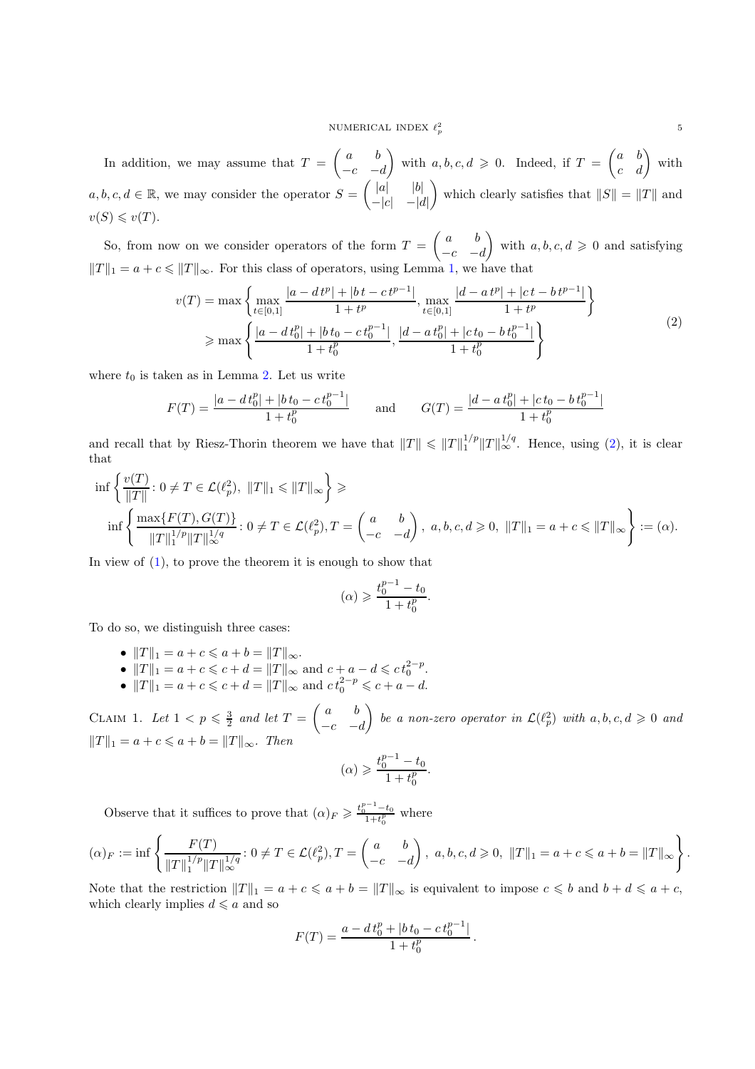In addition, we may assume that $T = \begin{pmatrix} a & b \\ -c & -d \end{pmatrix}$ with $a, b, c, d \geqslant 0$. Indeed, if $T = \begin{pmatrix} a & b \\ c & d \end{pmatrix}$ with $a, b, c, d \in \mathbb{R}$, we may consider the operator $S = \begin{pmatrix} |a| & |b| \\ -|c| & -|d| \end{pmatrix}$ which clearly satisfies that $\|S\| = \|T\|$ and $v(S) \leqslant v(T)$.

So, from now on we consider operators of the form $T = \begin{pmatrix} a & b \\ -c & -d \end{pmatrix}$ with $a, b, c, d \geqslant 0$ and satisfying $\|T\|_1 = a + c \leqslant \|T\|_\infty$. For this class of operators, using Lemma 1, we have that

$$
\begin{aligned}
v(T) &= \max\left\{ \max_{t\in[0,1]} \frac{|a - d\,t^p| + |b\,t - c\,t^{p-1}|}{1+t^p}, \max_{t\in[0,1]} \frac{|d - a\,t^p| + |c\,t - b\,t^{p-1}|}{1+t^p} \right\} \\
&\geqslant \max\left\{ \frac{|a - d\,t_0^p| + |b\,t_0 - c\,t_0^{p-1}|}{1+t_0^p}, \frac{|d - a\,t_0^p| + |c\,t_0 - b\,t_0^{p-1}|}{1+t_0^p} \right\}
\end{aligned}
\tag{2}
$$

where $t_0$ is taken as in Lemma 2. Let us write

$$
F(T) = \frac{|a - d\,t_0^p| + |b\,t_0 - c\,t_0^{p-1}|}{1+t_0^p} \qquad \text{and} \qquad G(T) = \frac{|d - a\,t_0^p| + |c\,t_0 - b\,t_0^{p-1}|}{1+t_0^p}
$$

and recall that by Riesz-Thorin theorem we have that $\|T\| \leqslant \|T\|_1^{1/p}\|T\|_\infty^{1/q}$. Hence, using (2), it is clear that

$$
\begin{aligned}
&\inf\left\{ \frac{v(T)}{\|T\|} \colon 0 \neq T \in \mathcal{L}(\ell_p^2),\ \|T\|_1 \leqslant \|T\|_\infty \right\} \geqslant \\
&\quad \inf\left\{ \frac{\max\{F(T), G(T)\}}{\|T\|_1^{1/p}\|T\|_\infty^{1/q}} \colon 0 \neq T \in \mathcal{L}(\ell_p^2), T = \begin{pmatrix} a & b \\ -c & -d \end{pmatrix},\ a, b, c, d \geqslant 0,\ \|T\|_1 = a + c \leqslant \|T\|_\infty \right\} := (\alpha).
\end{aligned}
$$

In view of (1), to prove the theorem it is enough to show that

$$
(\alpha) \geqslant \frac{t_0^{p-1} - t_0}{1 + t_0^p}.
$$

To do so, we distinguish three cases:

- $\|T\|_1 = a + c \leqslant a + b = \|T\|_\infty$.
- $\|T\|_1 = a + c \leqslant c + d = \|T\|_\infty$ and $c + a - d \leqslant c\,t_0^{2-p}$.
- $\|T\|_1 = a + c \leqslant c + d = \|T\|_\infty$ and $c\,t_0^{2-p} \leqslant c + a - d$.

Claim 1. *Let $1 < p \leqslant \frac{3}{2}$ and let $T = \begin{pmatrix} a & b \\ -c & -d \end{pmatrix}$ be a non-zero operator in $\mathcal{L}(\ell_p^2)$ with $a, b, c, d \geqslant 0$ and $\|T\|_1 = a + c \leqslant a + b = \|T\|_\infty$. Then*

$$
(\alpha) \geqslant \frac{t_0^{p-1} - t_0}{1 + t_0^p}.
$$

Observe that it suffices to prove that $(\alpha)_F \geqslant \frac{t_0^{p-1} - t_0}{1 + t_0^p}$ where

$$
(\alpha)_F := \inf\left\{ \frac{F(T)}{\|T\|_1^{1/p}\|T\|_\infty^{1/q}} \colon 0 \neq T \in \mathcal{L}(\ell_p^2), T = \begin{pmatrix} a & b \\ -c & -d \end{pmatrix},\ a, b, c, d \geqslant 0,\ \|T\|_1 = a + c \leqslant a + b = \|T\|_\infty \right\}.
$$

Note that the restriction $\|T\|_1 = a + c \leqslant a + b = \|T\|_\infty$ is equivalent to impose $c \leqslant b$ and $b + d \leqslant a + c$, which clearly implies $d \leqslant a$ and so

$$
F(T) = \frac{a - d\,t_0^p + |b\,t_0 - c\,t_0^{p-1}|}{1 + t_0^p}.
$$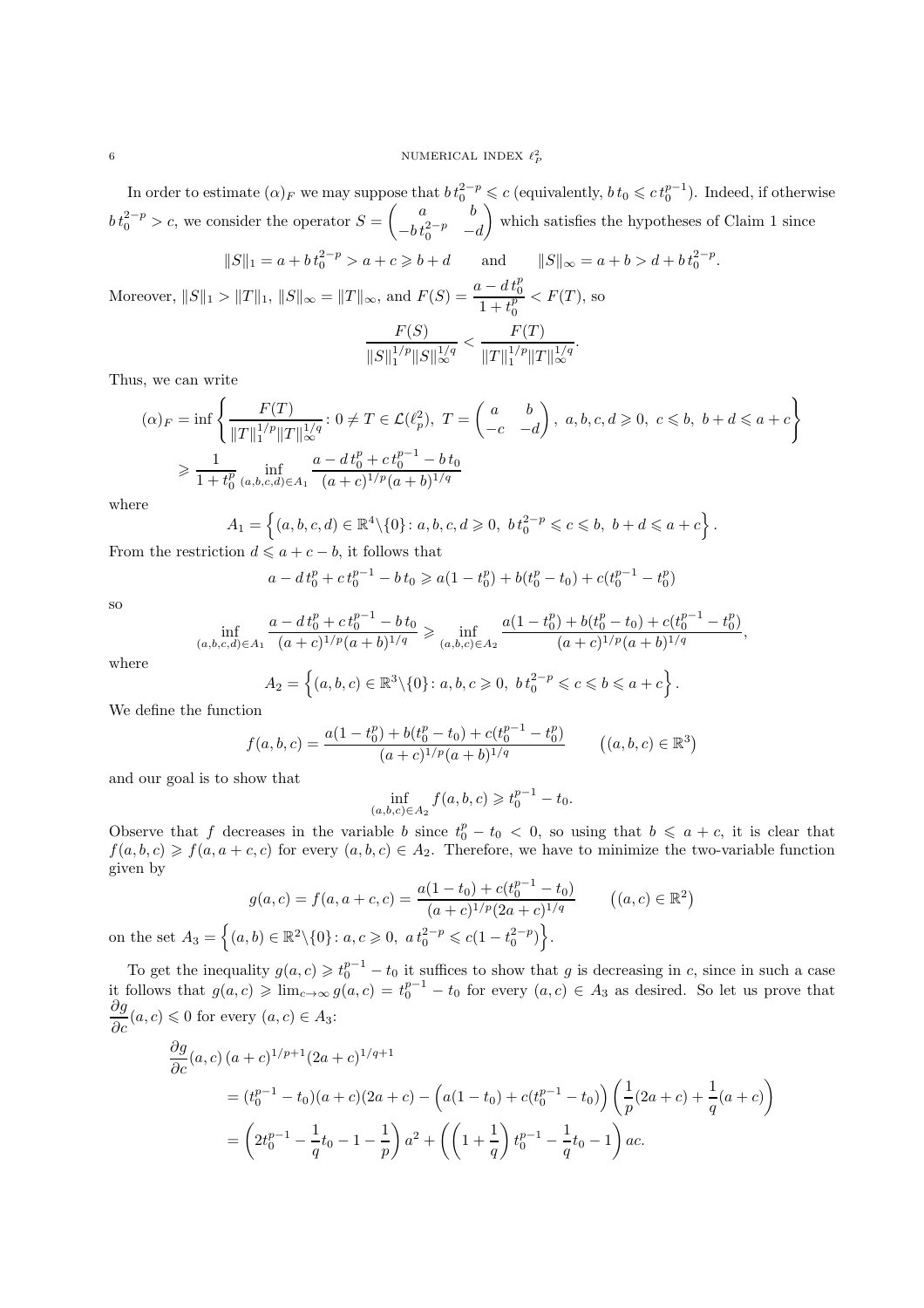In order to estimate $(\alpha)_F$ we may suppose that $b\,t_0^{2-p} \leqslant c$ (equivalently, $b\,t_0 \leqslant c\,t_0^{p-1}$). Indeed, if otherwise $b\,t_0^{2-p} > c$, we consider the operator $S = \begin{pmatrix} a & b \\ -b\,t_0^{2-p} & -d \end{pmatrix}$ which satisfies the hypotheses of Claim 1 since

$$\|S\|_1 = a + b\,t_0^{2-p} > a + c \geqslant b + d \qquad \text{and} \qquad \|S\|_\infty = a + b > d + b\,t_0^{2-p}.$$

Moreover, $\|S\|_1 > \|T\|_1$, $\|S\|_\infty = \|T\|_\infty$, and $F(S) = \dfrac{a - d\,t_0^p}{1 + t_0^p} < F(T)$, so

$$\frac{F(S)}{\|S\|_1^{1/p}\|S\|_\infty^{1/q}} < \frac{F(T)}{\|T\|_1^{1/p}\|T\|_\infty^{1/q}}.$$

Thus, we can write

$$\begin{aligned}
(\alpha)_F &= \inf\left\{ \frac{F(T)}{\|T\|_1^{1/p}\|T\|_\infty^{1/q}} \colon 0 \neq T \in \mathcal{L}(\ell_p^2),\ T = \begin{pmatrix} a & b \\ -c & -d \end{pmatrix},\ a,b,c,d \geqslant 0,\ c \leqslant b,\ b + d \leqslant a + c \right\} \\
&\geqslant \frac{1}{1 + t_0^p} \inf_{(a,b,c,d) \in A_1} \frac{a - d\,t_0^p + c\,t_0^{p-1} - b\,t_0}{(a+c)^{1/p}(a+b)^{1/q}}
\end{aligned}$$

where

$$A_1 = \left\{ (a,b,c,d) \in \mathbb{R}^4 \backslash \{0\} \colon a,b,c,d \geqslant 0,\ b\,t_0^{2-p} \leqslant c \leqslant b,\ b + d \leqslant a + c \right\}.$$

From the restriction $d \leqslant a + c - b$, it follows that

$$a - d\,t_0^p + c\,t_0^{p-1} - b\,t_0 \geqslant a(1 - t_0^p) + b(t_0^p - t_0) + c(t_0^{p-1} - t_0^p)$$

so

$$\inf_{(a,b,c,d) \in A_1} \frac{a - d\,t_0^p + c\,t_0^{p-1} - b\,t_0}{(a+c)^{1/p}(a+b)^{1/q}} \geqslant \inf_{(a,b,c) \in A_2} \frac{a(1 - t_0^p) + b(t_0^p - t_0) + c(t_0^{p-1} - t_0^p)}{(a+c)^{1/p}(a+b)^{1/q}},$$

where

$$A_2 = \left\{ (a,b,c) \in \mathbb{R}^3 \backslash \{0\} \colon a,b,c \geqslant 0,\ b\,t_0^{2-p} \leqslant c \leqslant b \leqslant a + c \right\}.$$

We define the function

$$f(a,b,c) = \frac{a(1 - t_0^p) + b(t_0^p - t_0) + c(t_0^{p-1} - t_0^p)}{(a+c)^{1/p}(a+b)^{1/q}} \qquad \big((a,b,c) \in \mathbb{R}^3\big)$$

and our goal is to show that

$$\inf_{(a,b,c) \in A_2} f(a,b,c) \geqslant t_0^{p-1} - t_0.$$

Observe that $f$ decreases in the variable $b$ since $t_0^p - t_0 < 0$, so using that $b \leqslant a + c$, it is clear that $f(a,b,c) \geqslant f(a, a+c, c)$ for every $(a,b,c) \in A_2$. Therefore, we have to minimize the two-variable function given by

$$g(a,c) = f(a, a+c, c) = \frac{a(1 - t_0) + c(t_0^{p-1} - t_0)}{(a+c)^{1/p}(2a+c)^{1/q}} \qquad \big((a,c) \in \mathbb{R}^2\big)$$

on the set $A_3 = \left\{ (a,b) \in \mathbb{R}^2 \backslash \{0\} \colon a,c \geqslant 0,\ a\,t_0^{2-p} \leqslant c(1 - t_0^{2-p}) \right\}$.

To get the inequality $g(a,c) \geqslant t_0^{p-1} - t_0$ it suffices to show that $g$ is decreasing in $c$, since in such a case it follows that $g(a,c) \geqslant \lim_{c \to \infty} g(a,c) = t_0^{p-1} - t_0$ for every $(a,c) \in A_3$ as desired. So let us prove that $\dfrac{\partial g}{\partial c}(a,c) \leqslant 0$ for every $(a,c) \in A_3$:

$$\begin{aligned}
&\frac{\partial g}{\partial c}(a,c)\,(a+c)^{1/p+1}(2a+c)^{1/q+1} \\
&\quad = (t_0^{p-1} - t_0)(a+c)(2a+c) - \Big(a(1 - t_0) + c(t_0^{p-1} - t_0)\Big)\left(\frac{1}{p}(2a+c) + \frac{1}{q}(a+c)\right) \\
&\quad = \left(2t_0^{p-1} - \frac{1}{q}t_0 - 1 - \frac{1}{p}\right)a^2 + \left(\left(1 + \frac{1}{q}\right)t_0^{p-1} - \frac{1}{q}t_0 - 1\right)ac.
\end{aligned}$$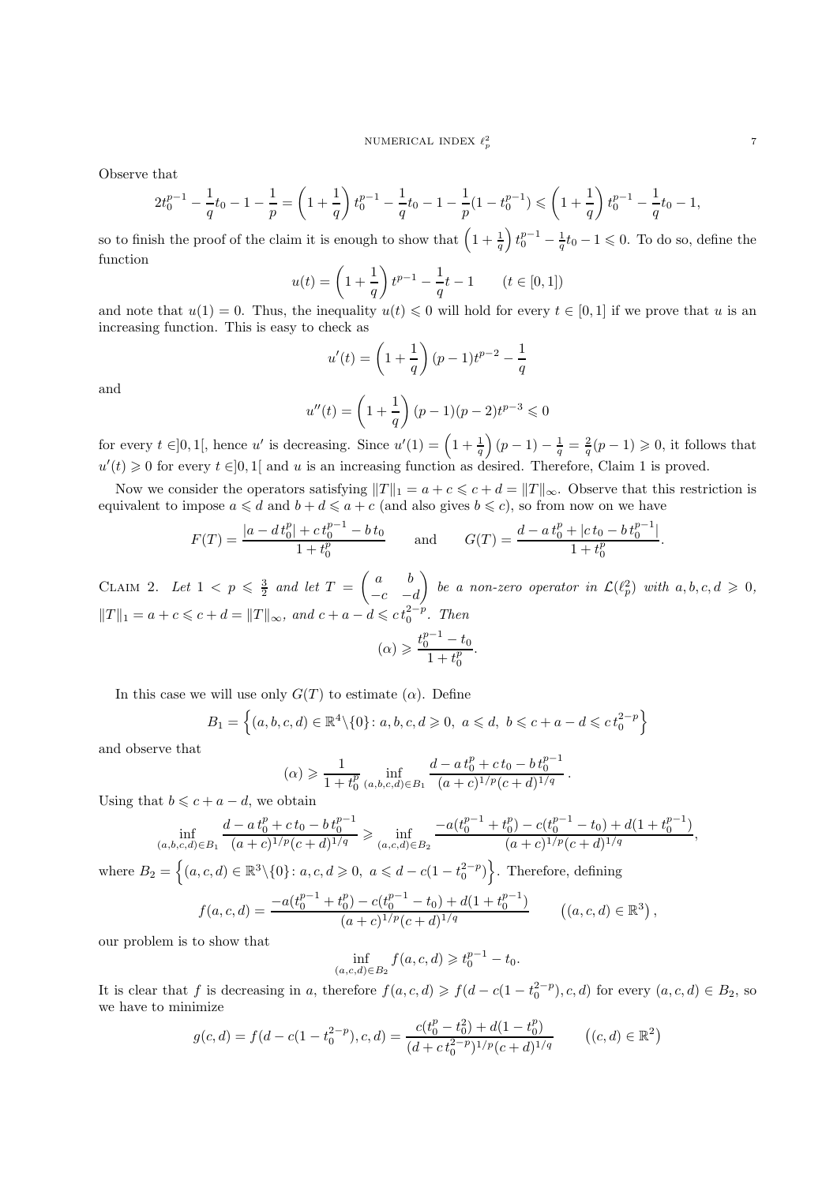Observe that

$$2t_0^{p-1} - \frac{1}{q}t_0 - 1 - \frac{1}{p} = \left(1+\frac{1}{q}\right)t_0^{p-1} - \frac{1}{q}t_0 - 1 - \frac{1}{p}(1-t_0^{p-1}) \leqslant \left(1+\frac{1}{q}\right)t_0^{p-1} - \frac{1}{q}t_0 - 1,$$

so to finish the proof of the claim it is enough to show that $\left(1+\frac{1}{q}\right)t_0^{p-1} - \frac{1}{q}t_0 - 1 \leqslant 0$. To do so, define the function

$$u(t) = \left(1+\frac{1}{q}\right)t^{p-1} - \frac{1}{q}t - 1 \qquad (t \in [0,1])$$

and note that $u(1) = 0$. Thus, the inequality $u(t) \leqslant 0$ will hold for every $t \in [0,1]$ if we prove that $u$ is an increasing function. This is easy to check as

$$u'(t) = \left(1+\frac{1}{q}\right)(p-1)t^{p-2} - \frac{1}{q}$$

and

$$u''(t) = \left(1+\frac{1}{q}\right)(p-1)(p-2)t^{p-3} \leqslant 0$$

for every $t \in ]0,1[$, hence $u'$ is decreasing. Since $u'(1) = \left(1+\frac{1}{q}\right)(p-1) - \frac{1}{q} = \frac{2}{q}(p-1) \geqslant 0$, it follows that $u'(t) \geqslant 0$ for every $t \in ]0,1[$ and $u$ is an increasing function as desired. Therefore, Claim 1 is proved.

Now we consider the operators satisfying $\|T\|_1 = a + c \leqslant c + d = \|T\|_\infty$. Observe that this restriction is equivalent to impose $a \leqslant d$ and $b + d \leqslant a + c$ (and also gives $b \leqslant c$), so from now on we have

$$F(T) = \frac{|a - d\,t_0^p| + c\,t_0^{p-1} - b\,t_0}{1+t_0^p} \qquad \text{and} \qquad G(T) = \frac{d - a\,t_0^p + |c\,t_0 - b\,t_0^{p-1}|}{1+t_0^p}.$$

Claim 2. *Let $1 < p \leqslant \frac{3}{2}$ and let $T = \begin{pmatrix} a & b \\ -c & -d \end{pmatrix}$ be a non-zero operator in $\mathcal{L}(\ell_p^2)$ with $a,b,c,d \geqslant 0$, $\|T\|_1 = a + c \leqslant c + d = \|T\|_\infty$, and $c + a - d \leqslant c\,t_0^{2-p}$. Then*

$$(\alpha) \geqslant \frac{t_0^{p-1} - t_0}{1+t_0^p}.$$

In this case we will use only $G(T)$ to estimate $(\alpha)$. Define

$$B_1 = \left\{(a,b,c,d) \in \mathbb{R}^4 \backslash \{0\} \colon a,b,c,d \geqslant 0,\ a \leqslant d,\ b \leqslant c + a - d \leqslant c\,t_0^{2-p}\right\}$$

and observe that

$$(\alpha) \geqslant \frac{1}{1+t_0^p} \inf_{(a,b,c,d)\in B_1} \frac{d - a\,t_0^p + c\,t_0 - b\,t_0^{p-1}}{(a+c)^{1/p}(c+d)^{1/q}}\,.$$

Using that $b \leqslant c + a - d$, we obtain

$$\inf_{(a,b,c,d)\in B_1} \frac{d - a\,t_0^p + c\,t_0 - b\,t_0^{p-1}}{(a+c)^{1/p}(c+d)^{1/q}} \geqslant \inf_{(a,c,d)\in B_2} \frac{-a(t_0^{p-1}+t_0^p) - c(t_0^{p-1}-t_0) + d(1+t_0^{p-1})}{(a+c)^{1/p}(c+d)^{1/q}},$$

where $B_2 = \left\{(a,c,d) \in \mathbb{R}^3 \backslash \{0\} \colon a,c,d \geqslant 0,\ a \leqslant d - c(1-t_0^{2-p})\right\}$. Therefore, defining

$$f(a,c,d) = \frac{-a(t_0^{p-1}+t_0^p) - c(t_0^{p-1}-t_0) + d(1+t_0^{p-1})}{(a+c)^{1/p}(c+d)^{1/q}} \qquad \left((a,c,d) \in \mathbb{R}^3\right),$$

our problem is to show that

$$\inf_{(a,c,d)\in B_2} f(a,c,d) \geqslant t_0^{p-1} - t_0.$$

It is clear that $f$ is decreasing in $a$, therefore $f(a,c,d) \geqslant f(d - c(1-t_0^{2-p}),c,d)$ for every $(a,c,d) \in B_2$, so we have to minimize

$$g(c,d) = f(d - c(1-t_0^{2-p}),c,d) = \frac{c(t_0^p - t_0^2) + d(1-t_0^p)}{(d + c\,t_0^{2-p})^{1/p}(c+d)^{1/q}} \qquad \left((c,d) \in \mathbb{R}^2\right)$$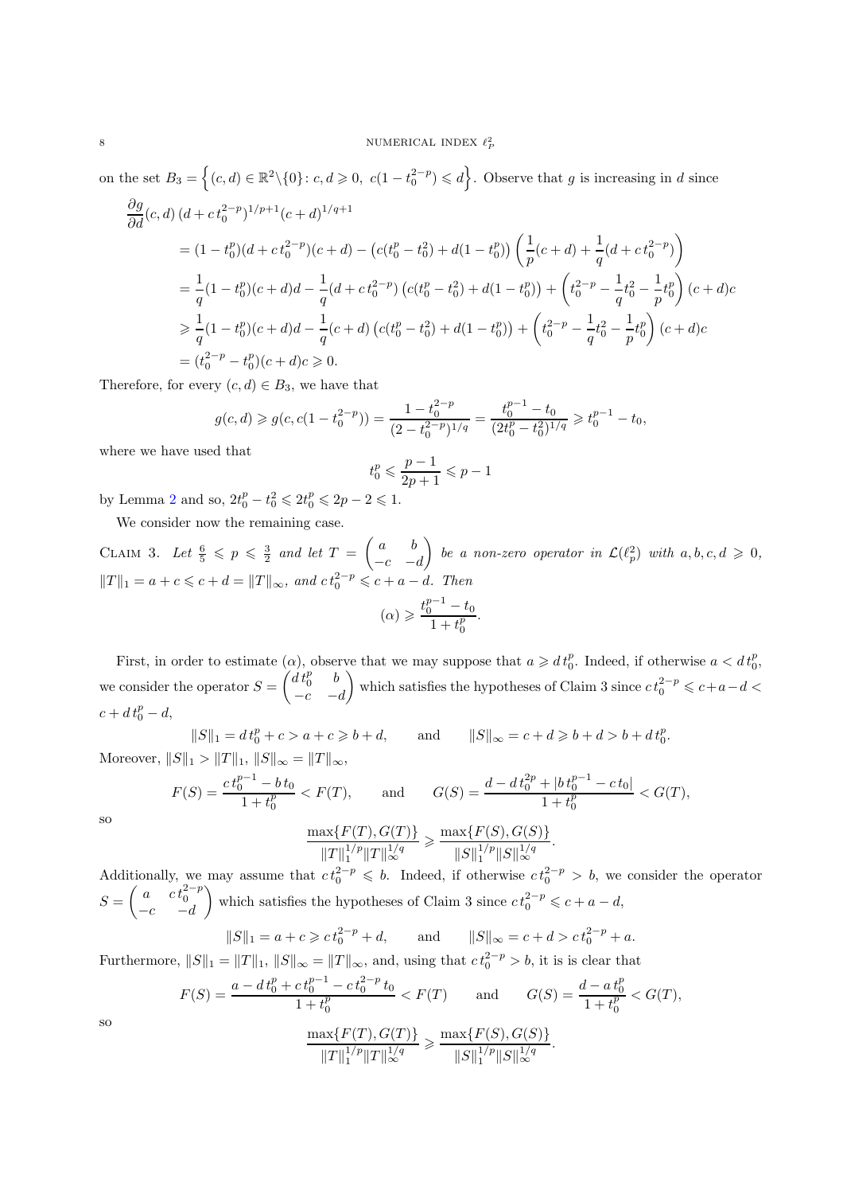on the set $B_3 = \Big\{(c,d) \in \mathbb{R}^2\backslash\{0\} \colon c, d \geqslant 0,\ c(1-t_0^{2-p}) \leqslant d\Big\}$. Observe that $g$ is increasing in $d$ since

$$
\begin{aligned}
&\frac{\partial g}{\partial d}(c,d)\,(d + c\,t_0^{2-p})^{1/p+1}(c+d)^{1/q+1} \\
&\quad = (1-t_0^p)(d + c\,t_0^{2-p})(c+d) - \big(c(t_0^p - t_0^2) + d(1-t_0^p)\big)\left(\frac{1}{p}(c+d) + \frac{1}{q}(d + c\,t_0^{2-p})\right) \\
&\quad = \frac{1}{q}(1-t_0^p)(c+d)d - \frac{1}{q}(d + c\,t_0^{2-p})\big(c(t_0^p - t_0^2) + d(1-t_0^p)\big) + \left(t_0^{2-p} - \frac{1}{q}t_0^2 - \frac{1}{p}t_0^p\right)(c+d)c \\
&\quad \geqslant \frac{1}{q}(1-t_0^p)(c+d)d - \frac{1}{q}(c+d)\big(c(t_0^p - t_0^2) + d(1-t_0^p)\big) + \left(t_0^{2-p} - \frac{1}{q}t_0^2 - \frac{1}{p}t_0^p\right)(c+d)c \\
&\quad = (t_0^{2-p} - t_0^p)(c+d)c \geqslant 0.
\end{aligned}
$$

Therefore, for every $(c,d) \in B_3$, we have that

$$
g(c,d) \geqslant g(c, c(1-t_0^{2-p})) = \frac{1-t_0^{2-p}}{(2-t_0^{2-p})^{1/q}} = \frac{t_0^{p-1} - t_0}{(2t_0^p - t_0^2)^{1/q}} \geqslant t_0^{p-1} - t_0,
$$

where we have used that

$$
t_0^p \leqslant \frac{p-1}{2p+1} \leqslant p-1
$$

by Lemma 2 and so, $2t_0^p - t_0^2 \leqslant 2t_0^p \leqslant 2p-2 \leqslant 1$.

We consider now the remaining case.

Claim 3. *Let $\frac{6}{5} \leqslant p \leqslant \frac{3}{2}$ and let $T = \begin{pmatrix} a & b \\ -c & -d \end{pmatrix}$ be a non-zero operator in $\mathcal{L}(\ell_p^2)$ with $a,b,c,d \geqslant 0$, $\|T\|_1 = a + c \leqslant c + d = \|T\|_\infty$, and $c\,t_0^{2-p} \leqslant c + a - d$. Then*

$$
(\alpha) \geqslant \frac{t_0^{p-1} - t_0}{1 + t_0^p}.
$$

First, in order to estimate $(\alpha)$, observe that we may suppose that $a \geqslant d\,t_0^p$. Indeed, if otherwise $a < d\,t_0^p$, we consider the operator $S = \begin{pmatrix} d\,t_0^p & b \\ -c & -d \end{pmatrix}$ which satisfies the hypotheses of Claim 3 since $c\,t_0^{2-p} \leqslant c + a - d < c + d\,t_0^p - d$,

$$
\|S\|_1 = d\,t_0^p + c > a + c \geqslant b + d, \qquad \text{and} \qquad \|S\|_\infty = c + d \geqslant b + d > b + d\,t_0^p.
$$

Moreover, $\|S\|_1 > \|T\|_1$, $\|S\|_\infty = \|T\|_\infty$,

$$
F(S) = \frac{c\,t_0^{p-1} - b\,t_0}{1 + t_0^p} < F(T), \qquad \text{and} \qquad G(S) = \frac{d - d\,t_0^{2p} + |b\,t_0^{p-1} - c\,t_0|}{1 + t_0^p} < G(T),
$$

so

$$
\frac{\max\{F(T), G(T)\}}{\|T\|_1^{1/p}\|T\|_\infty^{1/q}} \geqslant \frac{\max\{F(S), G(S)\}}{\|S\|_1^{1/p}\|S\|_\infty^{1/q}}.
$$

Additionally, we may assume that $c\,t_0^{2-p} \leqslant b$. Indeed, if otherwise $c\,t_0^{2-p} > b$, we consider the operator $S = \begin{pmatrix} a & c\,t_0^{2-p} \\ -c & -d \end{pmatrix}$ which satisfies the hypotheses of Claim 3 since $c\,t_0^{2-p} \leqslant c + a - d$,

$$
\|S\|_1 = a + c \geqslant c\,t_0^{2-p} + d, \qquad \text{and} \qquad \|S\|_\infty = c + d > c\,t_0^{2-p} + a.
$$

Furthermore, $\|S\|_1 = \|T\|_1$, $\|S\|_\infty = \|T\|_\infty$, and, using that $c\,t_0^{2-p} > b$, it is is clear that

$$
F(S) = \frac{a - d\,t_0^p + c\,t_0^{p-1} - c\,t_0^{2-p}\,t_0}{1 + t_0^p} < F(T) \qquad \text{and} \qquad G(S) = \frac{d - a\,t_0^p}{1 + t_0^p} < G(T),
$$

so

$$
\frac{\max\{F(T), G(T)\}}{\|T\|_1^{1/p}\|T\|_\infty^{1/q}} \geqslant \frac{\max\{F(S), G(S)\}}{\|S\|_1^{1/p}\|S\|_\infty^{1/q}}.
$$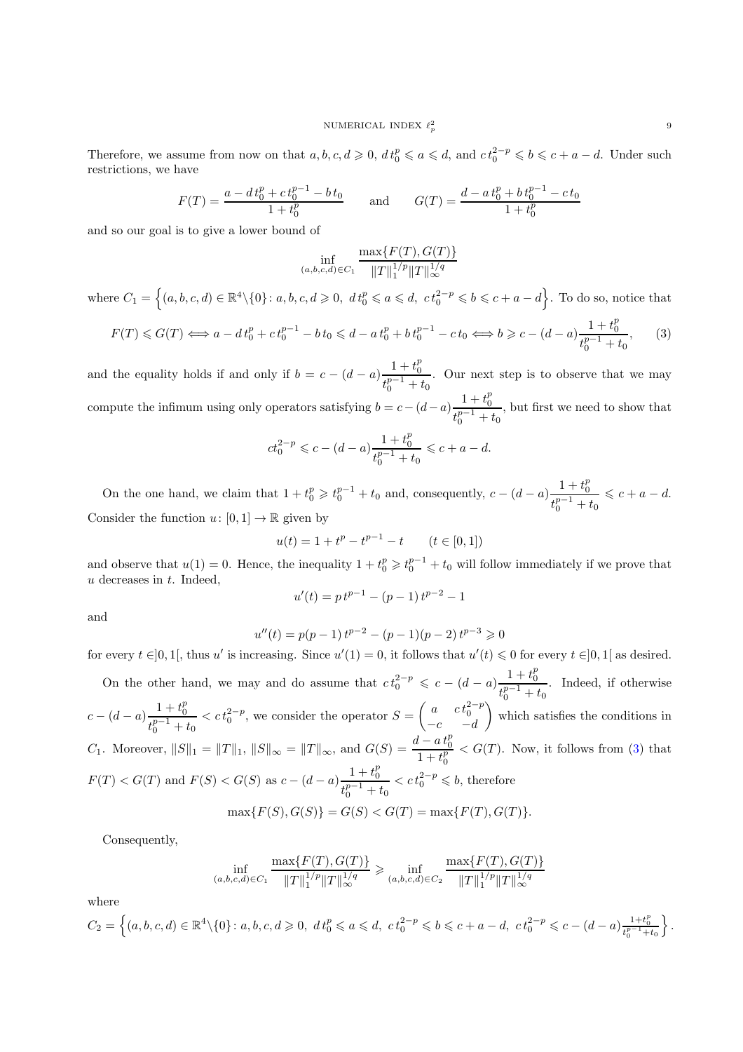Therefore, we assume from now on that $a, b, c, d \geqslant 0$, $d\,t_0^p \leqslant a \leqslant d$, and $c\,t_0^{2-p} \leqslant b \leqslant c + a - d$. Under such restrictions, we have

$$F(T) = \frac{a - d\,t_0^p + c\,t_0^{p-1} - b\,t_0}{1 + t_0^p} \qquad \text{and} \qquad G(T) = \frac{d - a\,t_0^p + b\,t_0^{p-1} - c\,t_0}{1 + t_0^p}$$

and so our goal is to give a lower bound of

$$\inf_{(a,b,c,d)\in C_1} \frac{\max\{F(T), G(T)\}}{\|T\|_1^{1/p} \|T\|_\infty^{1/q}}$$

where $C_1 = \Big\{(a,b,c,d) \in \mathbb{R}^4 \backslash \{0\} \colon a,b,c,d \geqslant 0,\ d\,t_0^p \leqslant a \leqslant d,\ c\,t_0^{2-p} \leqslant b \leqslant c + a - d\Big\}$. To do so, notice that

$$F(T) \leqslant G(T) \Longleftrightarrow a - d\,t_0^p + c\,t_0^{p-1} - b\,t_0 \leqslant d - a\,t_0^p + b\,t_0^{p-1} - c\,t_0 \Longleftrightarrow b \geqslant c - (d-a)\frac{1 + t_0^p}{t_0^{p-1} + t_0}, \tag{3}$$

and the equality holds if and only if $b = c - (d-a)\dfrac{1 + t_0^p}{t_0^{p-1} + t_0}$. Our next step is to observe that we may compute the infimum using only operators satisfying $b = c - (d-a)\dfrac{1+t_0^p}{t_0^{p-1}+t_0}$, but first we need to show that

$$c t_0^{2-p} \leqslant c - (d-a)\frac{1 + t_0^p}{t_0^{p-1} + t_0} \leqslant c + a - d.$$

On the one hand, we claim that $1 + t_0^p \geqslant t_0^{p-1} + t_0$ and, consequently, $c - (d-a)\dfrac{1+t_0^p}{t_0^{p-1}+t_0} \leqslant c + a - d$. Consider the function $u \colon [0,1] \to \mathbb{R}$ given by

$$u(t) = 1 + t^p - t^{p-1} - t \qquad (t \in [0,1])$$

and observe that $u(1) = 0$. Hence, the inequality $1 + t_0^p \geqslant t_0^{p-1} + t_0$ will follow immediately if we prove that $u$ decreases in $t$. Indeed,

$$u'(t) = p\,t^{p-1} - (p-1)\,t^{p-2} - 1$$

and

$$u''(t) = p(p-1)\,t^{p-2} - (p-1)(p-2)\,t^{p-3} \geqslant 0$$

for every $t \in ]0,1[$, thus $u'$ is increasing. Since $u'(1) = 0$, it follows that $u'(t) \leqslant 0$ for every $t \in ]0,1[$ as desired.

On the other hand, we may and do assume that $c\,t_0^{2-p} \leqslant c - (d-a)\dfrac{1+t_0^p}{t_0^{p-1}+t_0}$. Indeed, if otherwise $c - (d-a)\dfrac{1+t_0^p}{t_0^{p-1}+t_0} < c\,t_0^{2-p}$, we consider the operator $S = \begin{pmatrix} a & c\,t_0^{2-p} \\ -c & -d \end{pmatrix}$ which satisfies the conditions in $C_1$. Moreover, $\|S\|_1 = \|T\|_1$, $\|S\|_\infty = \|T\|_\infty$, and $G(S) = \dfrac{d - a\,t_0^p}{1 + t_0^p} < G(T)$. Now, it follows from (3) that $F(T) < G(T)$ and $F(S) < G(S)$ as $c - (d-a)\dfrac{1+t_0^p}{t_0^{p-1}+t_0} < c\,t_0^{2-p} \leqslant b$, therefore

$$\max\{F(S), G(S)\} = G(S) < G(T) = \max\{F(T), G(T)\}.$$

Consequently,

$$\inf_{(a,b,c,d)\in C_1} \frac{\max\{F(T), G(T)\}}{\|T\|_1^{1/p}\|T\|_\infty^{1/q}} \geqslant \inf_{(a,b,c,d)\in C_2} \frac{\max\{F(T), G(T)\}}{\|T\|_1^{1/p}\|T\|_\infty^{1/q}}$$

where

$$C_2 = \left\{(a,b,c,d) \in \mathbb{R}^4 \backslash \{0\} \colon a,b,c,d \geqslant 0,\ d\,t_0^p \leqslant a \leqslant d,\ c\,t_0^{2-p} \leqslant b \leqslant c + a - d,\ c\,t_0^{2-p} \leqslant c - (d-a)\tfrac{1+t_0^p}{t_0^{p-1}+t_0}\right\}.$$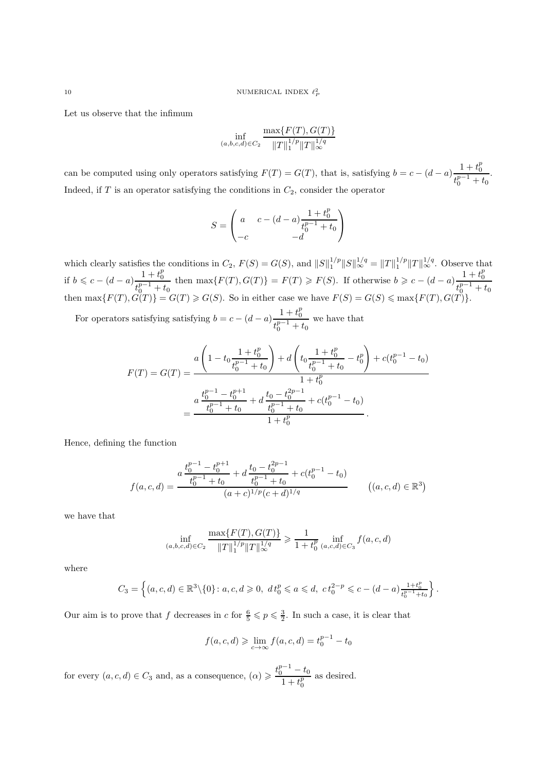Let us observe that the infimum

$$\inf_{(a,b,c,d)\in C_2} \frac{\max\{F(T),G(T)\}}{\|T\|_1^{1/p}\|T\|_\infty^{1/q}}$$

can be computed using only operators satisfying $F(T)=G(T)$, that is, satisfying $b = c-(d-a)\dfrac{1+t_0^p}{t_0^{p-1}+t_0}$. Indeed, if $T$ is an operator satisfying the conditions in $C_2$, consider the operator

$$S = \begin{pmatrix} a & c-(d-a)\dfrac{1+t_0^p}{t_0^{p-1}+t_0} \\ -c & -d \end{pmatrix}$$

which clearly satisfies the conditions in $C_2$, $F(S)=G(S)$, and $\|S\|_1^{1/p}\|S\|_\infty^{1/q} = \|T\|_1^{1/p}\|T\|_\infty^{1/q}$. Observe that if $b \leqslant c-(d-a)\dfrac{1+t_0^p}{t_0^{p-1}+t_0}$ then $\max\{F(T),G(T)\} = F(T) \geqslant F(S)$. If otherwise $b \geqslant c-(d-a)\dfrac{1+t_0^p}{t_0^{p-1}+t_0}$ then $\max\{F(T),G(T)\} = G(T) \geqslant G(S)$. So in either case we have $F(S)=G(S)\leqslant \max\{F(T),G(T)\}$.

For operators satisfying satisfying $b = c-(d-a)\dfrac{1+t_0^p}{t_0^{p-1}+t_0}$ we have that

$$\begin{aligned} F(T)=G(T) &= \frac{a\left(1-t_0\dfrac{1+t_0^p}{t_0^{p-1}+t_0}\right) + d\left(t_0\dfrac{1+t_0^p}{t_0^{p-1}+t_0} - t_0^p\right) + c(t_0^{p-1}-t_0)}{1+t_0^p} \\ &= \frac{a\,\dfrac{t_0^{p-1}-t_0^{p+1}}{t_0^{p-1}+t_0} + d\,\dfrac{t_0-t_0^{2p-1}}{t_0^{p-1}+t_0} + c(t_0^{p-1}-t_0)}{1+t_0^p}. \end{aligned}$$

Hence, defining the function

$$f(a,c,d) = \frac{a\,\dfrac{t_0^{p-1}-t_0^{p+1}}{t_0^{p-1}+t_0} + d\,\dfrac{t_0-t_0^{2p-1}}{t_0^{p-1}+t_0} + c(t_0^{p-1}-t_0)}{(a+c)^{1/p}(c+d)^{1/q}} \qquad \big((a,c,d)\in\mathbb{R}^3\big)$$

we have that

$$\inf_{(a,b,c,d)\in C_2} \frac{\max\{F(T),G(T)\}}{\|T\|_1^{1/p}\|T\|_\infty^{1/q}} \geqslant \frac{1}{1+t_0^p} \inf_{(a,c,d)\in C_3} f(a,c,d)$$

where

$$C_3 = \left\{(a,c,d)\in\mathbb{R}^3\backslash\{0\} \colon a,c,d\geqslant 0,\ d\,t_0^p \leqslant a \leqslant d,\ c\,t_0^{2-p} \leqslant c-(d-a)\tfrac{1+t_0^p}{t_0^{p-1}+t_0}\right\}.$$

Our aim is to prove that $f$ decreases in $c$ for $\frac{6}{5}\leqslant p \leqslant \frac{3}{2}$. In such a case, it is clear that

$$f(a,c,d) \geqslant \lim_{c\to\infty} f(a,c,d) = t_0^{p-1}-t_0$$

for every $(a,c,d)\in C_3$ and, as a consequence, $(\alpha) \geqslant \dfrac{t_0^{p-1}-t_0}{1+t_0^p}$ as desired.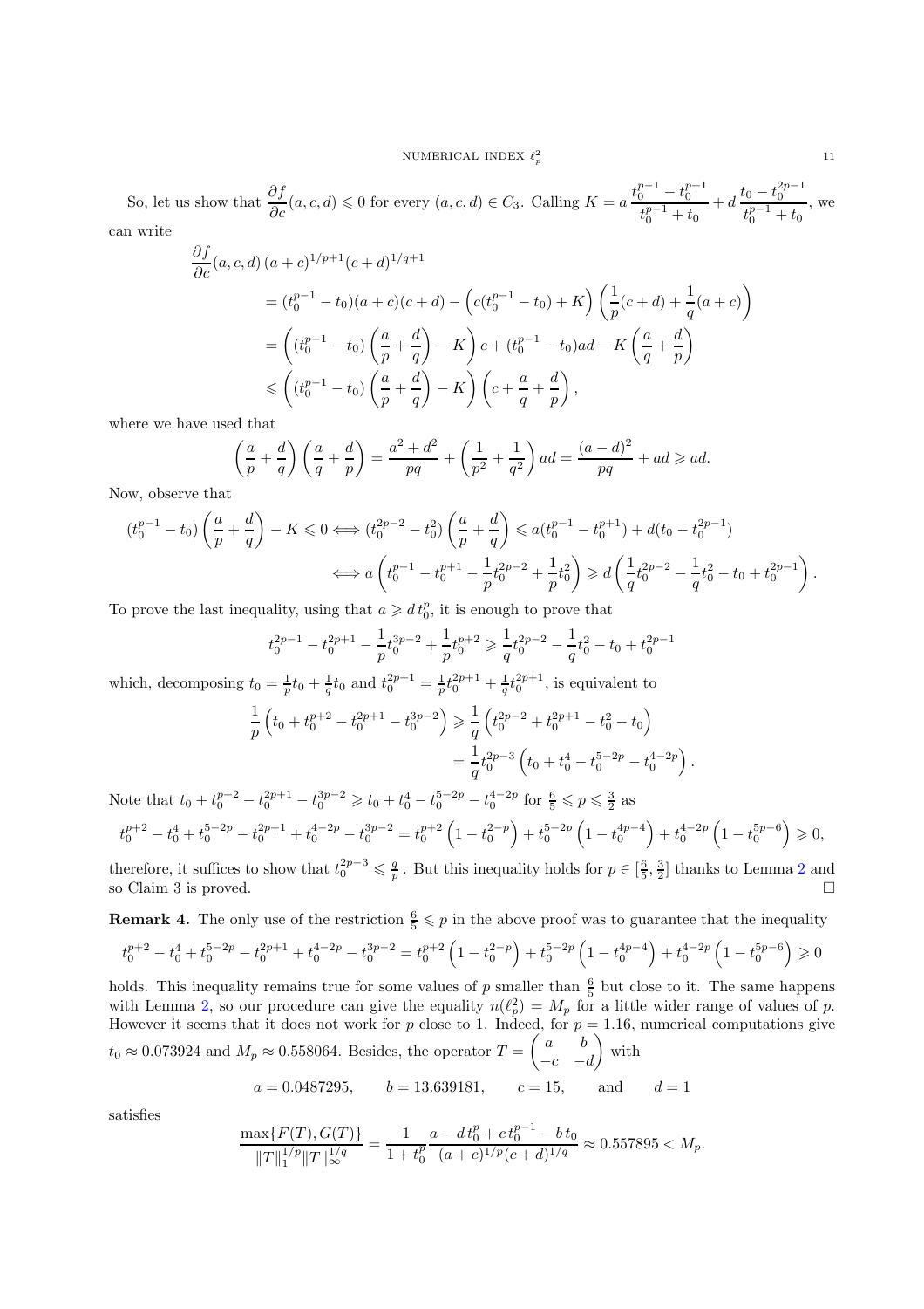So, let us show that $\dfrac{\partial f}{\partial c}(a,c,d) \leqslant 0$ for every $(a,c,d)\in C_3$. Calling $K = a\,\dfrac{t_0^{p-1}-t_0^{p+1}}{t_0^{p-1}+t_0} + d\,\dfrac{t_0 - t_0^{2p-1}}{t_0^{p-1}+t_0}$, we can write

$$
\begin{aligned}
&\frac{\partial f}{\partial c}(a,c,d)\,(a+c)^{1/p+1}(c+d)^{1/q+1}\\
&\quad= (t_0^{p-1}-t_0)(a+c)(c+d) - \left(c(t_0^{p-1}-t_0)+K\right)\left(\frac{1}{p}(c+d)+\frac{1}{q}(a+c)\right)\\
&\quad= \left((t_0^{p-1}-t_0)\left(\frac{a}{p}+\frac{d}{q}\right)-K\right)c + (t_0^{p-1}-t_0)ad - K\left(\frac{a}{q}+\frac{d}{p}\right)\\
&\quad\leqslant \left((t_0^{p-1}-t_0)\left(\frac{a}{p}+\frac{d}{q}\right)-K\right)\left(c+\frac{a}{q}+\frac{d}{p}\right),
\end{aligned}
$$

where we have used that

$$
\left(\frac{a}{p}+\frac{d}{q}\right)\left(\frac{a}{q}+\frac{d}{p}\right) = \frac{a^2+d^2}{pq} + \left(\frac{1}{p^2}+\frac{1}{q^2}\right)ad = \frac{(a-d)^2}{pq} + ad \geqslant ad.
$$

Now, observe that

$$
\begin{aligned}
(t_0^{p-1}-t_0)\left(\frac{a}{p}+\frac{d}{q}\right) - K \leqslant 0 &\iff (t_0^{2p-2}-t_0^2)\left(\frac{a}{p}+\frac{d}{q}\right) \leqslant a(t_0^{p-1}-t_0^{p+1}) + d(t_0 - t_0^{2p-1})\\
&\iff a\left(t_0^{p-1}-t_0^{p+1}-\frac{1}{p}t_0^{2p-2}+\frac{1}{p}t_0^2\right) \geqslant d\left(\frac{1}{q}t_0^{2p-2}-\frac{1}{q}t_0^2 - t_0 + t_0^{2p-1}\right).
\end{aligned}
$$

To prove the last inequality, using that $a \geqslant d\,t_0^p$, it is enough to prove that

$$
t_0^{2p-1} - t_0^{2p+1} - \frac{1}{p}t_0^{3p-2} + \frac{1}{p}t_0^{p+2} \geqslant \frac{1}{q}t_0^{2p-2} - \frac{1}{q}t_0^2 - t_0 + t_0^{2p-1}
$$

which, decomposing $t_0 = \frac{1}{p}t_0 + \frac{1}{q}t_0$ and $t_0^{2p+1} = \frac{1}{p}t_0^{2p+1} + \frac{1}{q}t_0^{2p+1}$, is equivalent to

$$
\begin{aligned}
\frac{1}{p}\left(t_0 + t_0^{p+2} - t_0^{2p+1} - t_0^{3p-2}\right) &\geqslant \frac{1}{q}\left(t_0^{2p-2} + t_0^{2p+1} - t_0^2 - t_0\right)\\
&= \frac{1}{q}t_0^{2p-3}\left(t_0 + t_0^4 - t_0^{5-2p} - t_0^{4-2p}\right).
\end{aligned}
$$

Note that $t_0 + t_0^{p+2} - t_0^{2p+1} - t_0^{3p-2} \geqslant t_0 + t_0^4 - t_0^{5-2p} - t_0^{4-2p}$ for $\frac{6}{5} \leqslant p \leqslant \frac{3}{2}$ as

$$
t_0^{p+2} - t_0^4 + t_0^{5-2p} - t_0^{2p+1} + t_0^{4-2p} - t_0^{3p-2} = t_0^{p+2}\left(1 - t_0^{2-p}\right) + t_0^{5-2p}\left(1 - t_0^{4p-4}\right) + t_0^{4-2p}\left(1 - t_0^{5p-6}\right) \geqslant 0,
$$

therefore, it suffices to show that $t_0^{2p-3} \leqslant \frac{q}{p}$. But this inequality holds for $p\in[\frac{6}{5},\frac{3}{2}]$ thanks to Lemma 2 and so Claim 3 is proved. □

**Remark 4.** The only use of the restriction $\frac{6}{5}\leqslant p$ in the above proof was to guarantee that the inequality

$$
t_0^{p+2} - t_0^4 + t_0^{5-2p} - t_0^{2p+1} + t_0^{4-2p} - t_0^{3p-2} = t_0^{p+2}\left(1 - t_0^{2-p}\right) + t_0^{5-2p}\left(1 - t_0^{4p-4}\right) + t_0^{4-2p}\left(1 - t_0^{5p-6}\right) \geqslant 0
$$

holds. This inequality remains true for some values of $p$ smaller than $\frac{6}{5}$ but close to it. The same happens with Lemma 2, so our procedure can give the equality $n(\ell_p^2) = M_p$ for a little wider range of values of $p$. However it seems that it does not work for $p$ close to 1. Indeed, for $p = 1.16$, numerical computations give $t_0 \approx 0.073924$ and $M_p \approx 0.558064$. Besides, the operator $T = \begin{pmatrix} a & b\\ -c & -d\end{pmatrix}$ with

$$
a = 0.0487295, \qquad b = 13.639181, \qquad c = 15, \qquad \text{and} \qquad d = 1
$$

satisfies

$$
\frac{\max\{F(T),G(T)\}}{\|T\|_1^{1/p}\|T\|_\infty^{1/q}} = \frac{1}{1+t_0^p}\frac{a - d\,t_0^p + c\,t_0^{p-1} - b\,t_0}{(a+c)^{1/p}(c+d)^{1/q}} \approx 0.557895 < M_p.
$$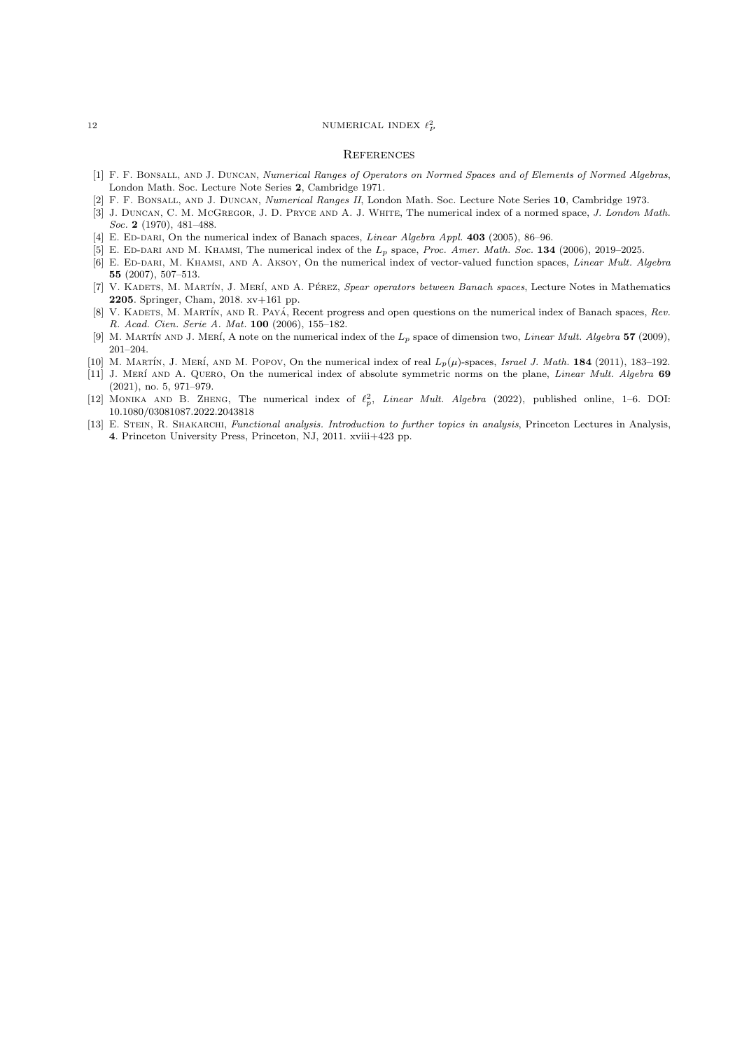## References

[1] F. F. Bonsall, and J. Duncan, *Numerical Ranges of Operators on Normed Spaces and of Elements of Normed Algebras*, London Math. Soc. Lecture Note Series **2**, Cambridge 1971.

[2] F. F. Bonsall, and J. Duncan, *Numerical Ranges II*, London Math. Soc. Lecture Note Series **10**, Cambridge 1973.

[3] J. Duncan, C. M. McGregor, J. D. Pryce and A. J. White, The numerical index of a normed space, *J. London Math. Soc.* **2** (1970), 481–488.

[4] E. Ed-dari, On the numerical index of Banach spaces, *Linear Algebra Appl.* **403** (2005), 86–96.

[5] E. Ed-dari and M. Khamsi, The numerical index of the $L_p$ space, *Proc. Amer. Math. Soc.* **134** (2006), 2019–2025.

[6] E. Ed-dari, M. Khamsi, and A. Aksoy, On the numerical index of vector-valued function spaces, *Linear Mult. Algebra* **55** (2007), 507–513.

[7] V. Kadets, M. Martín, J. Merí, and A. Pérez, *Spear operators between Banach spaces*, Lecture Notes in Mathematics **2205**. Springer, Cham, 2018. xv+161 pp.

[8] V. Kadets, M. Martín, and R. Payá, Recent progress and open questions on the numerical index of Banach spaces, *Rev. R. Acad. Cien. Serie A. Mat.* **100** (2006), 155–182.

[9] M. Martín and J. Merí, A note on the numerical index of the $L_p$ space of dimension two, *Linear Mult. Algebra* **57** (2009), 201–204.

[10] M. Martín, J. Merí, and M. Popov, On the numerical index of real $L_p(\mu)$-spaces, *Israel J. Math.* **184** (2011), 183–192.

[11] J. Merí and A. Quero, On the numerical index of absolute symmetric norms on the plane, *Linear Mult. Algebra* **69** (2021), no. 5, 971–979.

[12] Monika and B. Zheng, The numerical index of $\ell_p^2$, *Linear Mult. Algebra* (2022), published online, 1–6. DOI: 10.1080/03081087.2022.2043818

[13] E. Stein, R. Shakarchi, *Functional analysis. Introduction to further topics in analysis*, Princeton Lectures in Analysis, **4**. Princeton University Press, Princeton, NJ, 2011. xviii+423 pp.